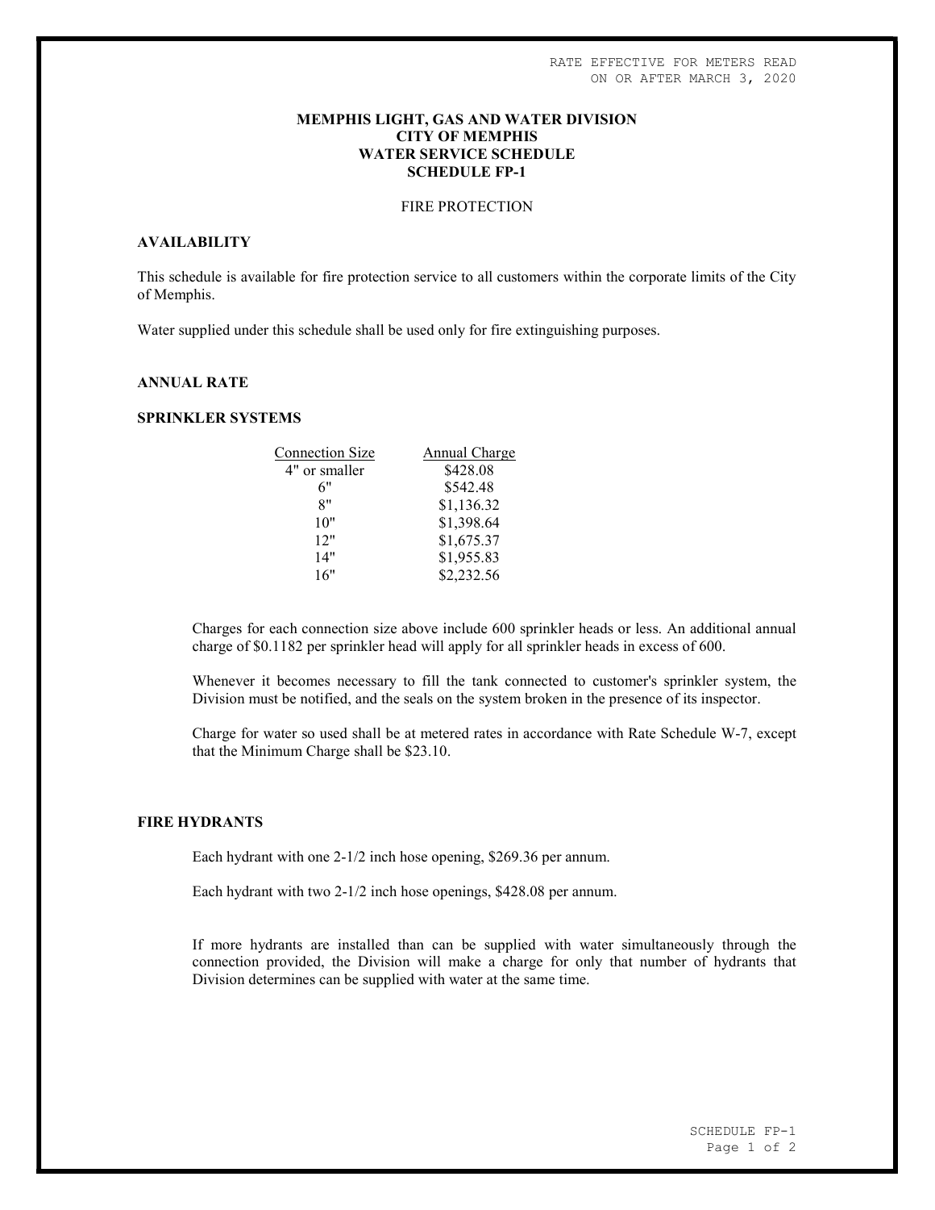RATE EFFECTIVE FOR METERS READ ON OR AFTER MARCH 3, 2020

# MEMPHIS LIGHT, GAS AND WATER DIVISION
# CITY OF MEMPHIS
# WATER SERVICE SCHEDULE
# SCHEDULE FP-1

FIRE PROTECTION

## AVAILABILITY

This schedule is available for fire protection service to all customers within the corporate limits of the City of Memphis.

Water supplied under this schedule shall be used only for fire extinguishing purposes.

## ANNUAL RATE

## SPRINKLER SYSTEMS

| Connection Size | Annual Charge |
|---|---|
| 4" or smaller | $428.08 |
| 6" | $542.48 |
| 8" | $1,136.32 |
| 10" | $1,398.64 |
| 12" | $1,675.37 |
| 14" | $1,955.83 |
| 16" | $2,232.56 |

Charges for each connection size above include 600 sprinkler heads or less. An additional annual charge of $0.1182 per sprinkler head will apply for all sprinkler heads in excess of 600.

Whenever it becomes necessary to fill the tank connected to customer's sprinkler system, the Division must be notified, and the seals on the system broken in the presence of its inspector.

Charge for water so used shall be at metered rates in accordance with Rate Schedule W-7, except that the Minimum Charge shall be $23.10.

## FIRE HYDRANTS

Each hydrant with one 2-1/2 inch hose opening, $269.36 per annum.

Each hydrant with two 2-1/2 inch hose openings, $428.08 per annum.

If more hydrants are installed than can be supplied with water simultaneously through the connection provided, the Division will make a charge for only that number of hydrants that Division determines can be supplied with water at the same time.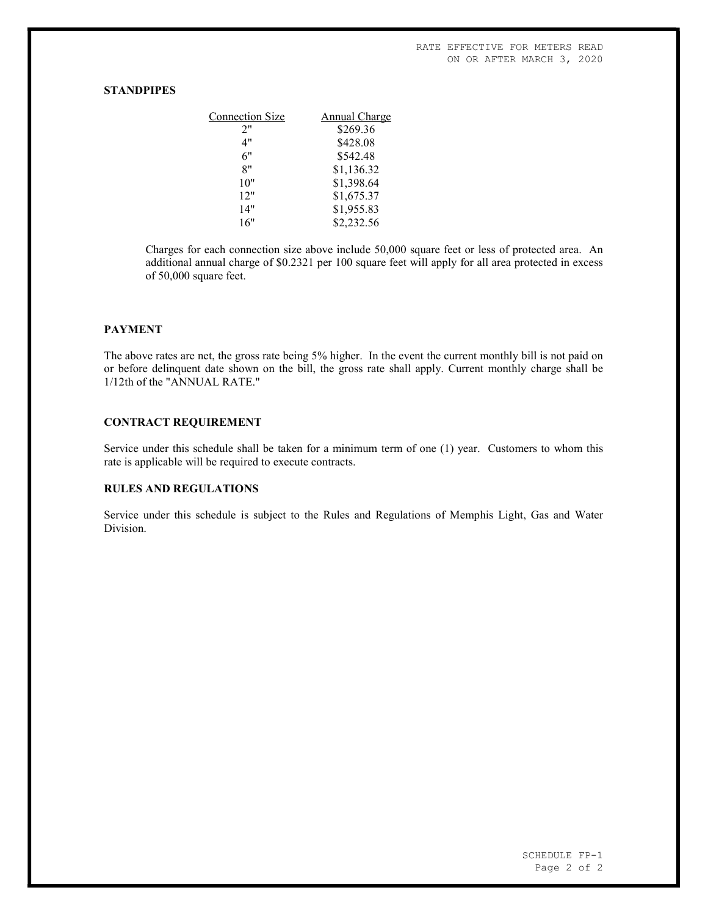RATE EFFECTIVE FOR METERS READ ON OR AFTER MARCH 3, 2020

## STANDPIPES

| Connection Size | Annual Charge |
|---|---|
| 2" | $269.36 |
| 4" | $428.08 |
| 6" | $542.48 |
| 8" | $1,136.32 |
| 10" | $1,398.64 |
| 12" | $1,675.37 |
| 14" | $1,955.83 |
| 16" | $2,232.56 |

Charges for each connection size above include 50,000 square feet or less of protected area. An additional annual charge of $0.2321 per 100 square feet will apply for all area protected in excess of 50,000 square feet.

## PAYMENT

The above rates are net, the gross rate being 5% higher. In the event the current monthly bill is not paid on or before delinquent date shown on the bill, the gross rate shall apply. Current monthly charge shall be 1/12th of the "ANNUAL RATE."

## CONTRACT REQUIREMENT

Service under this schedule shall be taken for a minimum term of one (1) year. Customers to whom this rate is applicable will be required to execute contracts.

## RULES AND REGULATIONS

Service under this schedule is subject to the Rules and Regulations of Memphis Light, Gas and Water Division.

SCHEDULE FP-1